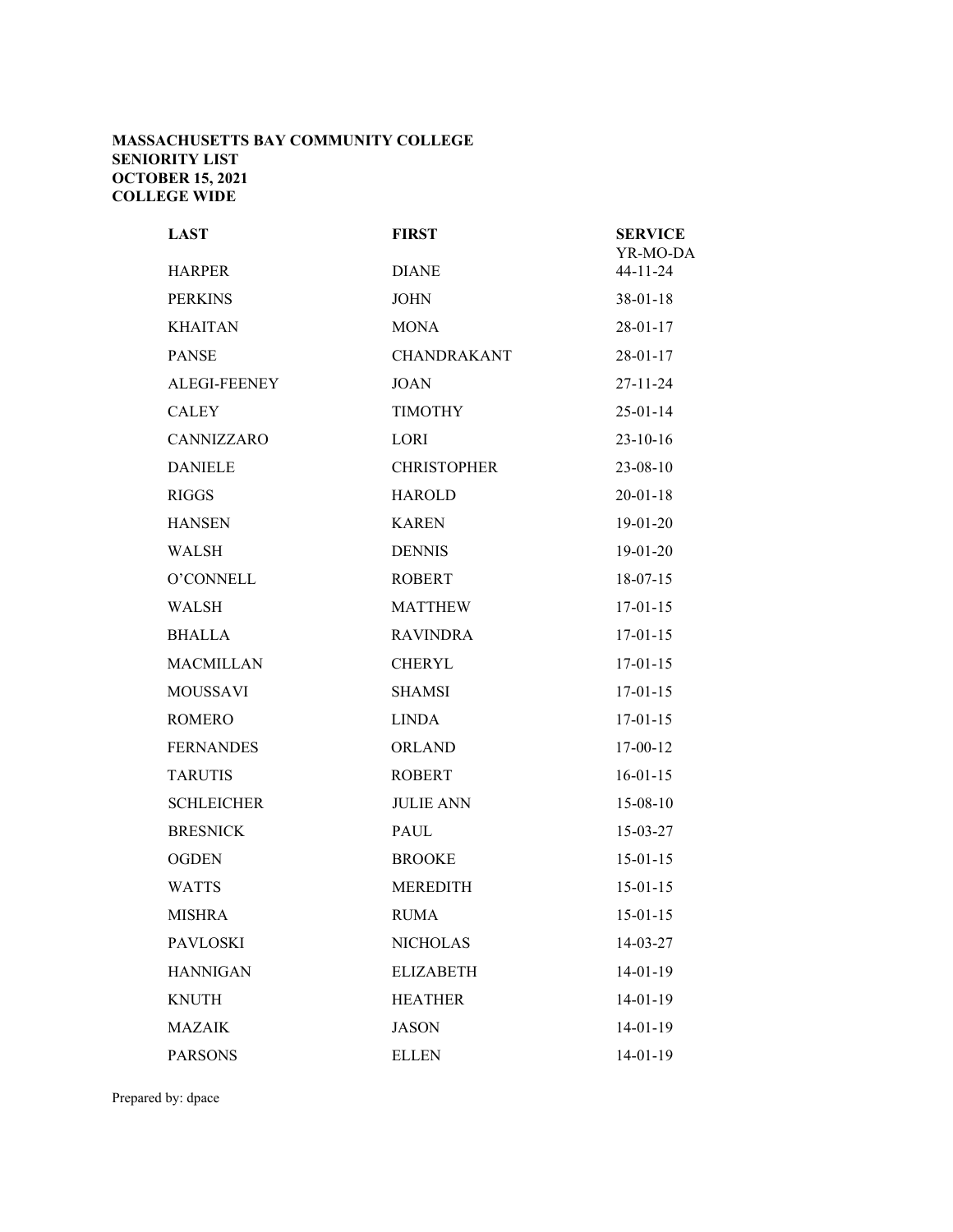**MASSACHUSETTS BAY COMMUNITY COLLEGE**
**SENIORITY LIST**
**OCTOBER 15, 2021**
**COLLEGE WIDE**

| LAST | FIRST | SERVICE YR-MO-DA |
|---|---|---|
| HARPER | DIANE | 44-11-24 |
| PERKINS | JOHN | 38-01-18 |
| KHAITAN | MONA | 28-01-17 |
| PANSE | CHANDRAKANT | 28-01-17 |
| ALEGI-FEENEY | JOAN | 27-11-24 |
| CALEY | TIMOTHY | 25-01-14 |
| CANNIZZARO | LORI | 23-10-16 |
| DANIELE | CHRISTOPHER | 23-08-10 |
| RIGGS | HAROLD | 20-01-18 |
| HANSEN | KAREN | 19-01-20 |
| WALSH | DENNIS | 19-01-20 |
| O'CONNELL | ROBERT | 18-07-15 |
| WALSH | MATTHEW | 17-01-15 |
| BHALLA | RAVINDRA | 17-01-15 |
| MACMILLAN | CHERYL | 17-01-15 |
| MOUSSAVI | SHAMSI | 17-01-15 |
| ROMERO | LINDA | 17-01-15 |
| FERNANDES | ORLAND | 17-00-12 |
| TARUTIS | ROBERT | 16-01-15 |
| SCHLEICHER | JULIE ANN | 15-08-10 |
| BRESNICK | PAUL | 15-03-27 |
| OGDEN | BROOKE | 15-01-15 |
| WATTS | MEREDITH | 15-01-15 |
| MISHRA | RUMA | 15-01-15 |
| PAVLOSKI | NICHOLAS | 14-03-27 |
| HANNIGAN | ELIZABETH | 14-01-19 |
| KNUTH | HEATHER | 14-01-19 |
| MAZAIK | JASON | 14-01-19 |
| PARSONS | ELLEN | 14-01-19 |

Prepared by: dpace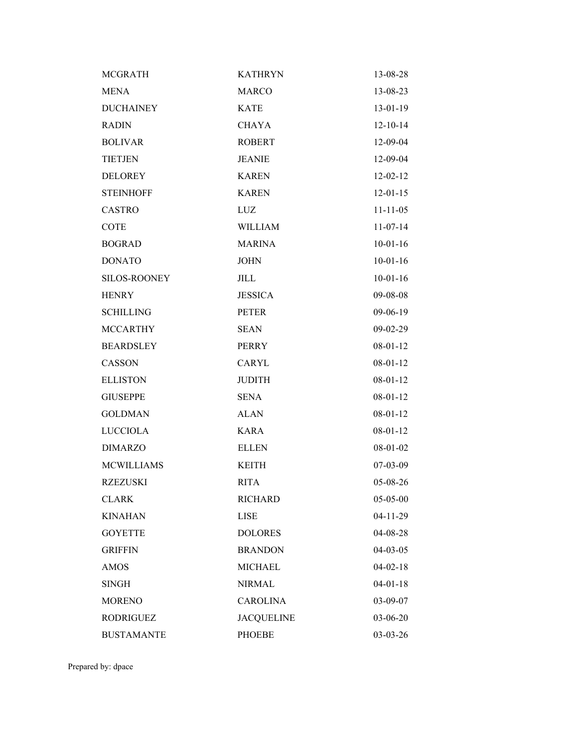| | | |
|---|---|---|
| MCGRATH | KATHRYN | 13-08-28 |
| MENA | MARCO | 13-08-23 |
| DUCHAINEY | KATE | 13-01-19 |
| RADIN | CHAYA | 12-10-14 |
| BOLIVAR | ROBERT | 12-09-04 |
| TIETJEN | JEANIE | 12-09-04 |
| DELOREY | KAREN | 12-02-12 |
| STEINHOFF | KAREN | 12-01-15 |
| CASTRO | LUZ | 11-11-05 |
| COTE | WILLIAM | 11-07-14 |
| BOGRAD | MARINA | 10-01-16 |
| DONATO | JOHN | 10-01-16 |
| SILOS-ROONEY | JILL | 10-01-16 |
| HENRY | JESSICA | 09-08-08 |
| SCHILLING | PETER | 09-06-19 |
| MCCARTHY | SEAN | 09-02-29 |
| BEARDSLEY | PERRY | 08-01-12 |
| CASSON | CARYL | 08-01-12 |
| ELLISTON | JUDITH | 08-01-12 |
| GIUSEPPE | SENA | 08-01-12 |
| GOLDMAN | ALAN | 08-01-12 |
| LUCCIOLA | KARA | 08-01-12 |
| DIMARZO | ELLEN | 08-01-02 |
| MCWILLIAMS | KEITH | 07-03-09 |
| RZEZUSKI | RITA | 05-08-26 |
| CLARK | RICHARD | 05-05-00 |
| KINAHAN | LISE | 04-11-29 |
| GOYETTE | DOLORES | 04-08-28 |
| GRIFFIN | BRANDON | 04-03-05 |
| AMOS | MICHAEL | 04-02-18 |
| SINGH | NIRMAL | 04-01-18 |
| MORENO | CAROLINA | 03-09-07 |
| RODRIGUEZ | JACQUELINE | 03-06-20 |
| BUSTAMANTE | PHOEBE | 03-03-26 |

Prepared by: dpace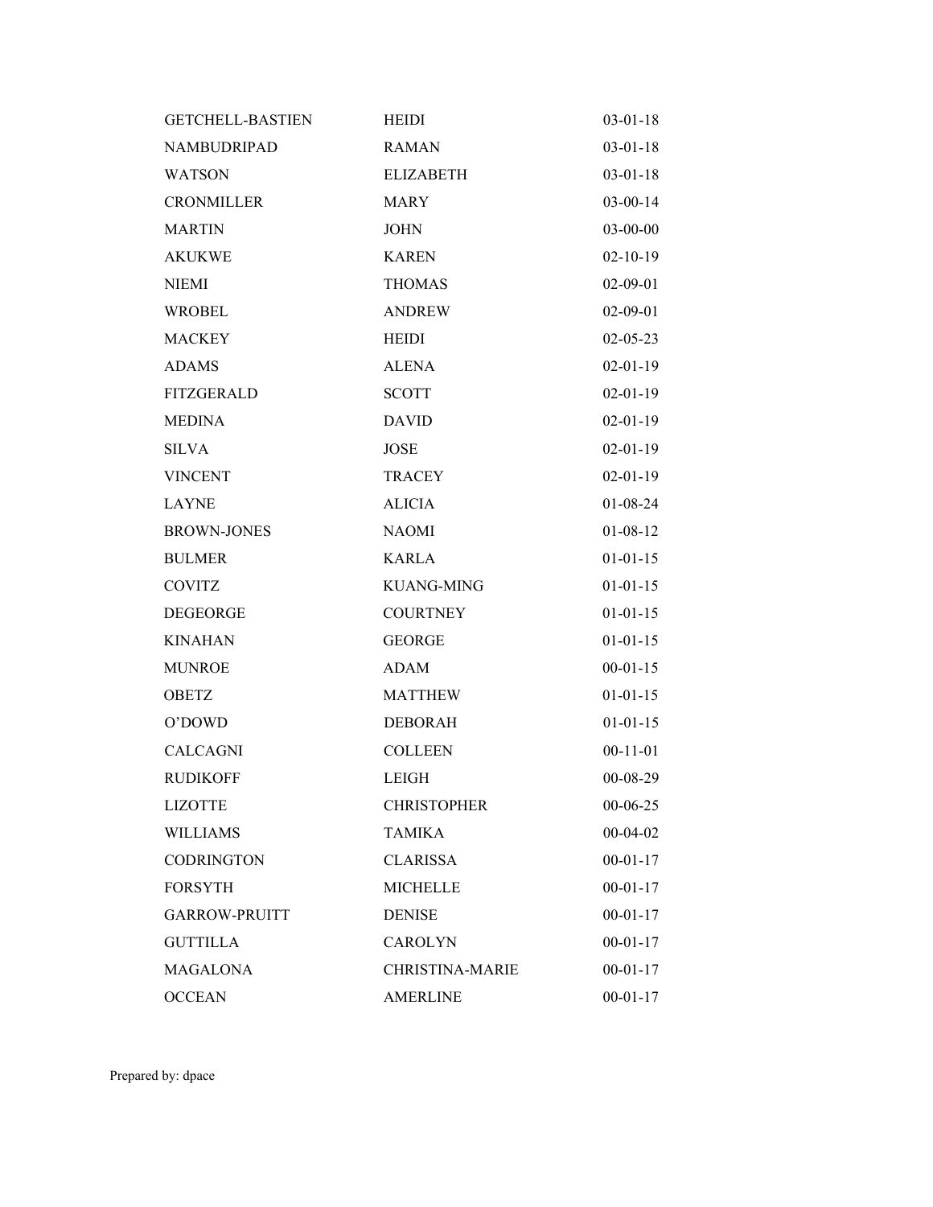| | | |
|---|---|---|
| GETCHELL-BASTIEN | HEIDI | 03-01-18 |
| NAMBUDRIPAD | RAMAN | 03-01-18 |
| WATSON | ELIZABETH | 03-01-18 |
| CRONMILLER | MARY | 03-00-14 |
| MARTIN | JOHN | 03-00-00 |
| AKUKWE | KAREN | 02-10-19 |
| NIEMI | THOMAS | 02-09-01 |
| WROBEL | ANDREW | 02-09-01 |
| MACKEY | HEIDI | 02-05-23 |
| ADAMS | ALENA | 02-01-19 |
| FITZGERALD | SCOTT | 02-01-19 |
| MEDINA | DAVID | 02-01-19 |
| SILVA | JOSE | 02-01-19 |
| VINCENT | TRACEY | 02-01-19 |
| LAYNE | ALICIA | 01-08-24 |
| BROWN-JONES | NAOMI | 01-08-12 |
| BULMER | KARLA | 01-01-15 |
| COVITZ | KUANG-MING | 01-01-15 |
| DEGEORGE | COURTNEY | 01-01-15 |
| KINAHAN | GEORGE | 01-01-15 |
| MUNROE | ADAM | 00-01-15 |
| OBETZ | MATTHEW | 01-01-15 |
| O'DOWD | DEBORAH | 01-01-15 |
| CALCAGNI | COLLEEN | 00-11-01 |
| RUDIKOFF | LEIGH | 00-08-29 |
| LIZOTTE | CHRISTOPHER | 00-06-25 |
| WILLIAMS | TAMIKA | 00-04-02 |
| CODRINGTON | CLARISSA | 00-01-17 |
| FORSYTH | MICHELLE | 00-01-17 |
| GARROW-PRUITT | DENISE | 00-01-17 |
| GUTTILLA | CAROLYN | 00-01-17 |
| MAGALONA | CHRISTINA-MARIE | 00-01-17 |
| OCCEAN | AMERLINE | 00-01-17 |

Prepared by: dpace